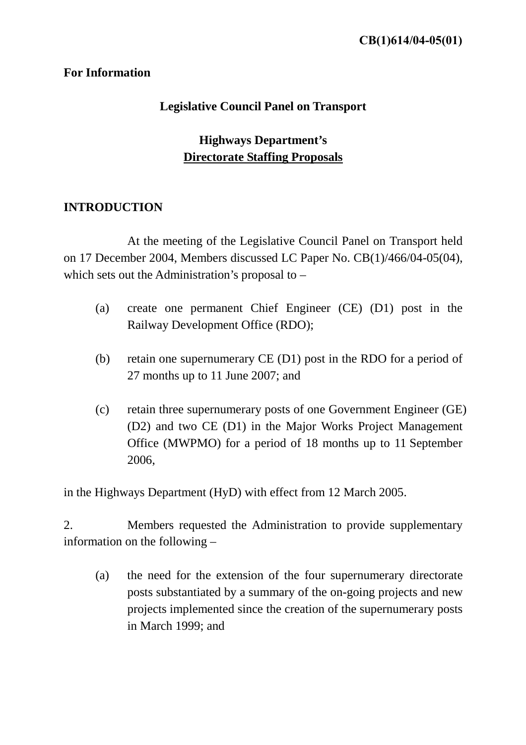**CB(1)614/04-05(01)**

**For Information**

**Legislative Council Panel on Transport**

**Highways Department's**
**Directorate Staffing Proposals**

**INTRODUCTION**

At the meeting of the Legislative Council Panel on Transport held on 17 December 2004, Members discussed LC Paper No. CB(1)/466/04-05(04), which sets out the Administration's proposal to –

(a) create one permanent Chief Engineer (CE) (D1) post in the Railway Development Office (RDO);

(b) retain one supernumerary CE (D1) post in the RDO for a period of 27 months up to 11 June 2007; and

(c) retain three supernumerary posts of one Government Engineer (GE) (D2) and two CE (D1) in the Major Works Project Management Office (MWPMO) for a period of 18 months up to 11 September 2006,

in the Highways Department (HyD) with effect from 12 March 2005.

2. Members requested the Administration to provide supplementary information on the following –

(a) the need for the extension of the four supernumerary directorate posts substantiated by a summary of the on-going projects and new projects implemented since the creation of the supernumerary posts in March 1999; and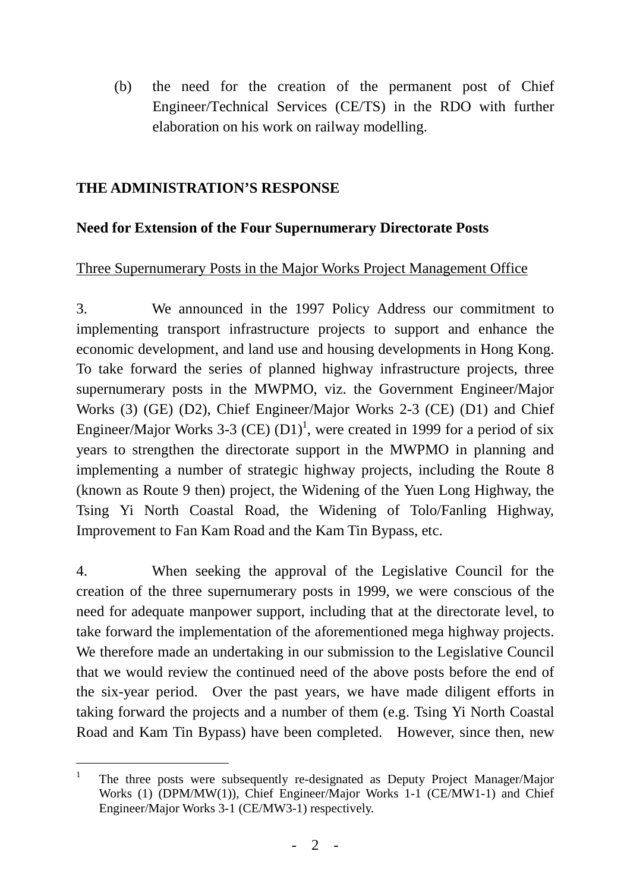(b) the need for the creation of the permanent post of Chief Engineer/Technical Services (CE/TS) in the RDO with further elaboration on his work on railway modelling.

**THE ADMINISTRATION'S RESPONSE**

**Need for Extension of the Four Supernumerary Directorate Posts**

Three Supernumerary Posts in the Major Works Project Management Office

3. We announced in the 1997 Policy Address our commitment to implementing transport infrastructure projects to support and enhance the economic development, and land use and housing developments in Hong Kong. To take forward the series of planned highway infrastructure projects, three supernumerary posts in the MWPMO, viz. the Government Engineer/Major Works (3) (GE) (D2), Chief Engineer/Major Works 2-3 (CE) (D1) and Chief Engineer/Major Works 3-3 (CE) (D1)[1], were created in 1999 for a period of six years to strengthen the directorate support in the MWPMO in planning and implementing a number of strategic highway projects, including the Route 8 (known as Route 9 then) project, the Widening of the Yuen Long Highway, the Tsing Yi North Coastal Road, the Widening of Tolo/Fanling Highway, Improvement to Fan Kam Road and the Kam Tin Bypass, etc.

4. When seeking the approval of the Legislative Council for the creation of the three supernumerary posts in 1999, we were conscious of the need for adequate manpower support, including that at the directorate level, to take forward the implementation of the aforementioned mega highway projects. We therefore made an undertaking in our submission to the Legislative Council that we would review the continued need of the above posts before the end of the six-year period. Over the past years, we have made diligent efforts in taking forward the projects and a number of them (e.g. Tsing Yi North Coastal Road and Kam Tin Bypass) have been completed. However, since then, new

---

[1] The three posts were subsequently re-designated as Deputy Project Manager/Major Works (1) (DPM/MW(1)), Chief Engineer/Major Works 1-1 (CE/MW1-1) and Chief Engineer/Major Works 3-1 (CE/MW3-1) respectively.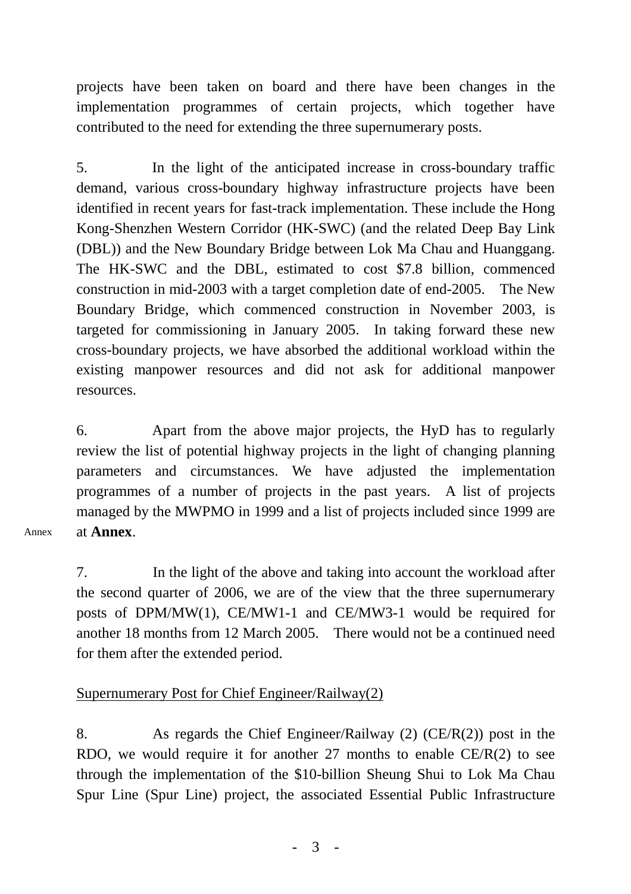projects have been taken on board and there have been changes in the implementation programmes of certain projects, which together have contributed to the need for extending the three supernumerary posts.

5. In the light of the anticipated increase in cross-boundary traffic demand, various cross-boundary highway infrastructure projects have been identified in recent years for fast-track implementation. These include the Hong Kong-Shenzhen Western Corridor (HK-SWC) (and the related Deep Bay Link (DBL)) and the New Boundary Bridge between Lok Ma Chau and Huanggang. The HK-SWC and the DBL, estimated to cost $7.8 billion, commenced construction in mid-2003 with a target completion date of end-2005. The New Boundary Bridge, which commenced construction in November 2003, is targeted for commissioning in January 2005. In taking forward these new cross-boundary projects, we have absorbed the additional workload within the existing manpower resources and did not ask for additional manpower resources.

6. Apart from the above major projects, the HyD has to regularly review the list of potential highway projects in the light of changing planning parameters and circumstances. We have adjusted the implementation programmes of a number of projects in the past years. A list of projects managed by the MWPMO in 1999 and a list of projects included since 1999 are at **Annex**.

Annex

7. In the light of the above and taking into account the workload after the second quarter of 2006, we are of the view that the three supernumerary posts of DPM/MW(1), CE/MW1-1 and CE/MW3-1 would be required for another 18 months from 12 March 2005. There would not be a continued need for them after the extended period.

Supernumerary Post for Chief Engineer/Railway(2)

8. As regards the Chief Engineer/Railway (2) (CE/R(2)) post in the RDO, we would require it for another 27 months to enable CE/R(2) to see through the implementation of the $10-billion Sheung Shui to Lok Ma Chau Spur Line (Spur Line) project, the associated Essential Public Infrastructure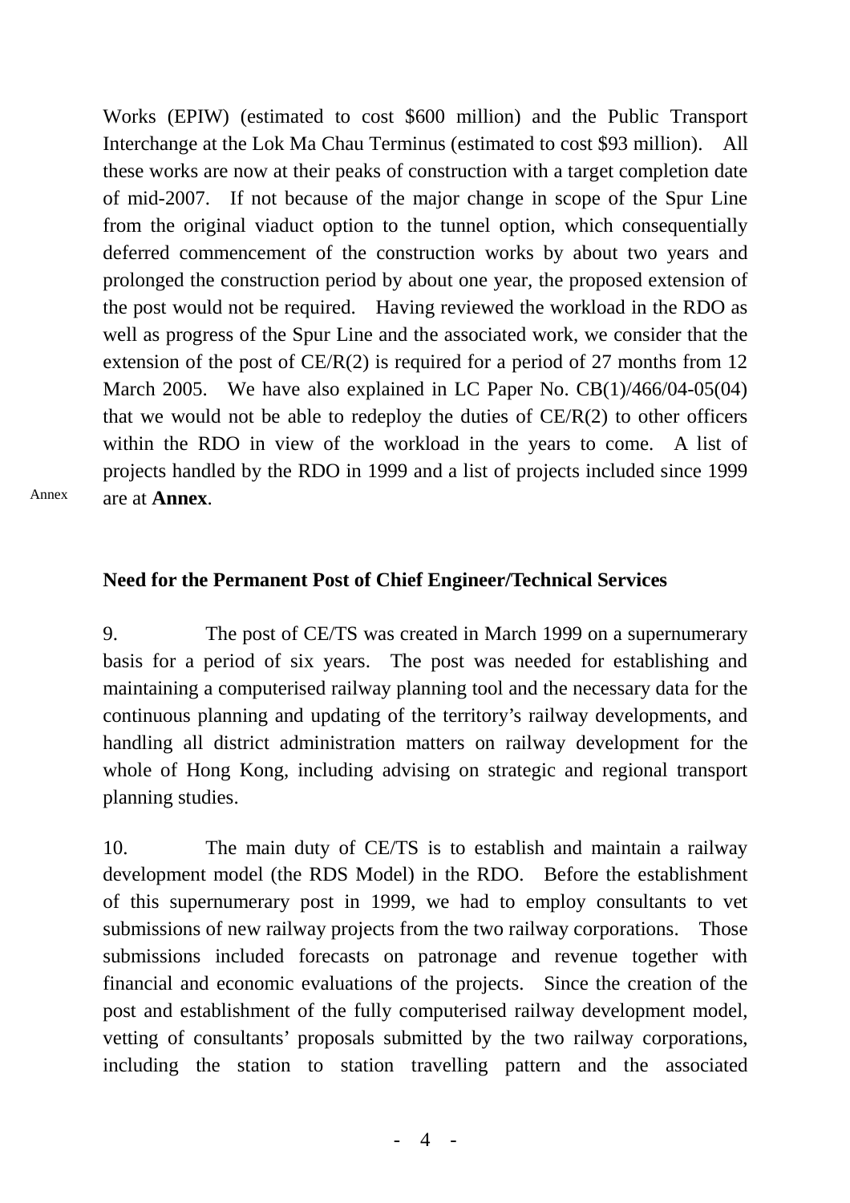Works (EPIW) (estimated to cost $600 million) and the Public Transport Interchange at the Lok Ma Chau Terminus (estimated to cost $93 million). All these works are now at their peaks of construction with a target completion date of mid-2007. If not because of the major change in scope of the Spur Line from the original viaduct option to the tunnel option, which consequentially deferred commencement of the construction works by about two years and prolonged the construction period by about one year, the proposed extension of the post would not be required. Having reviewed the workload in the RDO as well as progress of the Spur Line and the associated work, we consider that the extension of the post of CE/R(2) is required for a period of 27 months from 12 March 2005. We have also explained in LC Paper No. CB(1)/466/04-05(04) that we would not be able to redeploy the duties of CE/R(2) to other officers within the RDO in view of the workload in the years to come. A list of projects handled by the RDO in 1999 and a list of projects included since 1999 are at **Annex**.

Annex

**Need for the Permanent Post of Chief Engineer/Technical Services**

9. The post of CE/TS was created in March 1999 on a supernumerary basis for a period of six years. The post was needed for establishing and maintaining a computerised railway planning tool and the necessary data for the continuous planning and updating of the territory's railway developments, and handling all district administration matters on railway development for the whole of Hong Kong, including advising on strategic and regional transport planning studies.

10. The main duty of CE/TS is to establish and maintain a railway development model (the RDS Model) in the RDO. Before the establishment of this supernumerary post in 1999, we had to employ consultants to vet submissions of new railway projects from the two railway corporations. Those submissions included forecasts on patronage and revenue together with financial and economic evaluations of the projects. Since the creation of the post and establishment of the fully computerised railway development model, vetting of consultants' proposals submitted by the two railway corporations, including the station to station travelling pattern and the associated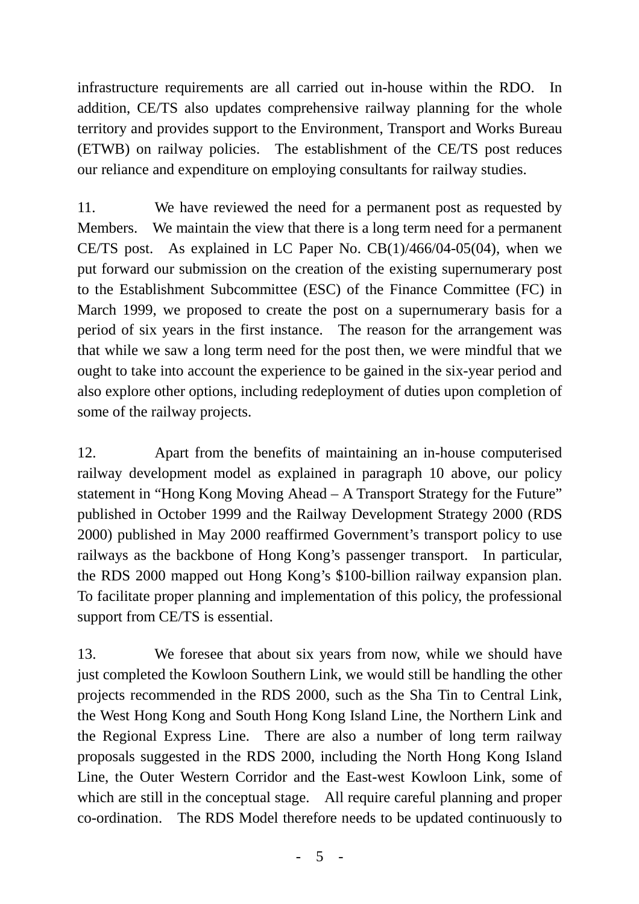infrastructure requirements are all carried out in-house within the RDO. In addition, CE/TS also updates comprehensive railway planning for the whole territory and provides support to the Environment, Transport and Works Bureau (ETWB) on railway policies. The establishment of the CE/TS post reduces our reliance and expenditure on employing consultants for railway studies.

11. We have reviewed the need for a permanent post as requested by Members. We maintain the view that there is a long term need for a permanent CE/TS post. As explained in LC Paper No. CB(1)/466/04-05(04), when we put forward our submission on the creation of the existing supernumerary post to the Establishment Subcommittee (ESC) of the Finance Committee (FC) in March 1999, we proposed to create the post on a supernumerary basis for a period of six years in the first instance. The reason for the arrangement was that while we saw a long term need for the post then, we were mindful that we ought to take into account the experience to be gained in the six-year period and also explore other options, including redeployment of duties upon completion of some of the railway projects.

12. Apart from the benefits of maintaining an in-house computerised railway development model as explained in paragraph 10 above, our policy statement in "Hong Kong Moving Ahead – A Transport Strategy for the Future" published in October 1999 and the Railway Development Strategy 2000 (RDS 2000) published in May 2000 reaffirmed Government's transport policy to use railways as the backbone of Hong Kong's passenger transport. In particular, the RDS 2000 mapped out Hong Kong's $100-billion railway expansion plan. To facilitate proper planning and implementation of this policy, the professional support from CE/TS is essential.

13. We foresee that about six years from now, while we should have just completed the Kowloon Southern Link, we would still be handling the other projects recommended in the RDS 2000, such as the Sha Tin to Central Link, the West Hong Kong and South Hong Kong Island Line, the Northern Link and the Regional Express Line. There are also a number of long term railway proposals suggested in the RDS 2000, including the North Hong Kong Island Line, the Outer Western Corridor and the East-west Kowloon Link, some of which are still in the conceptual stage. All require careful planning and proper co-ordination. The RDS Model therefore needs to be updated continuously to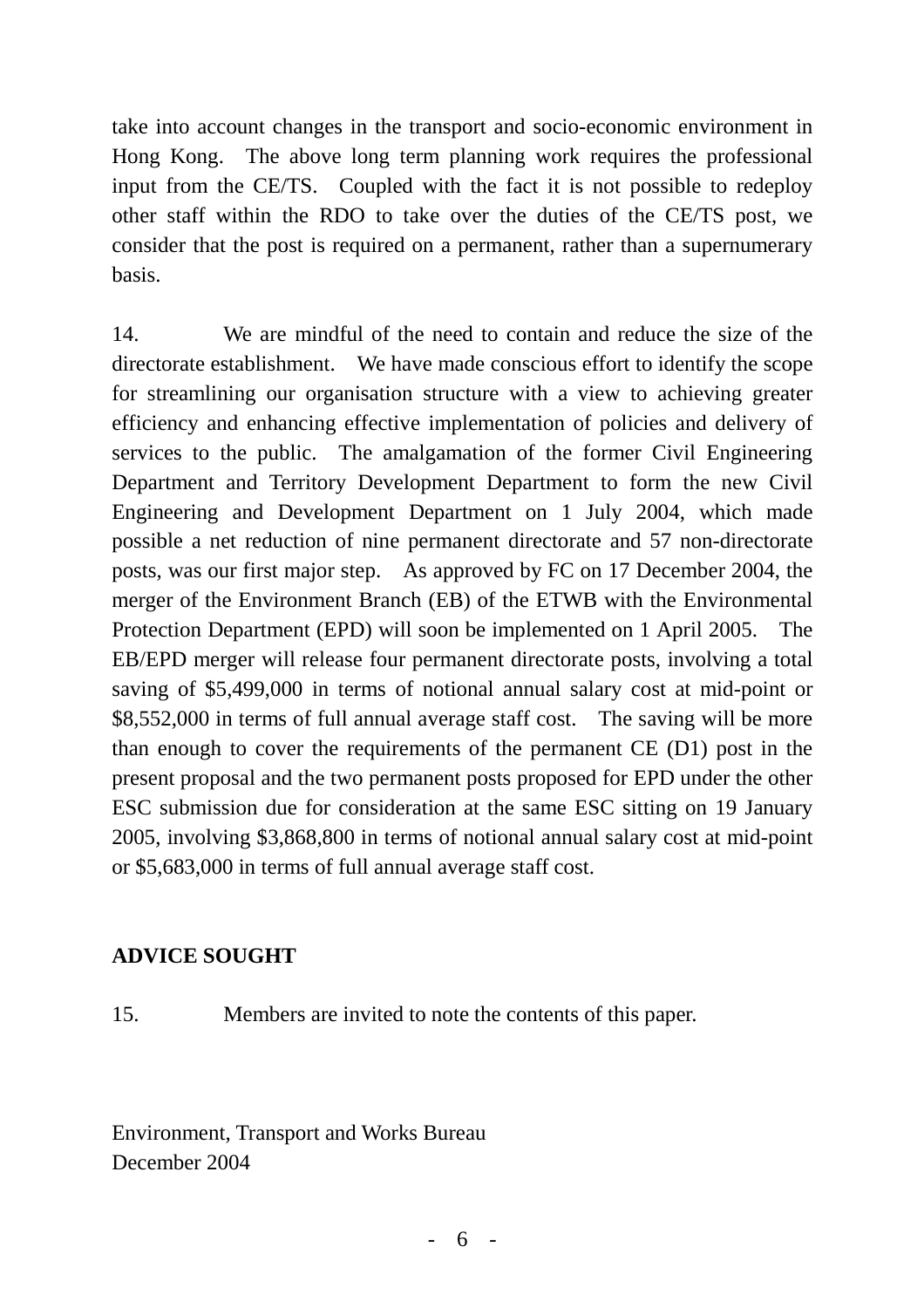take into account changes in the transport and socio-economic environment in Hong Kong. The above long term planning work requires the professional input from the CE/TS. Coupled with the fact it is not possible to redeploy other staff within the RDO to take over the duties of the CE/TS post, we consider that the post is required on a permanent, rather than a supernumerary basis.

14. We are mindful of the need to contain and reduce the size of the directorate establishment. We have made conscious effort to identify the scope for streamlining our organisation structure with a view to achieving greater efficiency and enhancing effective implementation of policies and delivery of services to the public. The amalgamation of the former Civil Engineering Department and Territory Development Department to form the new Civil Engineering and Development Department on 1 July 2004, which made possible a net reduction of nine permanent directorate and 57 non-directorate posts, was our first major step. As approved by FC on 17 December 2004, the merger of the Environment Branch (EB) of the ETWB with the Environmental Protection Department (EPD) will soon be implemented on 1 April 2005. The EB/EPD merger will release four permanent directorate posts, involving a total saving of $5,499,000 in terms of notional annual salary cost at mid-point or $8,552,000 in terms of full annual average staff cost. The saving will be more than enough to cover the requirements of the permanent CE (D1) post in the present proposal and the two permanent posts proposed for EPD under the other ESC submission due for consideration at the same ESC sitting on 19 January 2005, involving $3,868,800 in terms of notional annual salary cost at mid-point or $5,683,000 in terms of full annual average staff cost.

**ADVICE SOUGHT**

15. Members are invited to note the contents of this paper.

Environment, Transport and Works Bureau
December 2004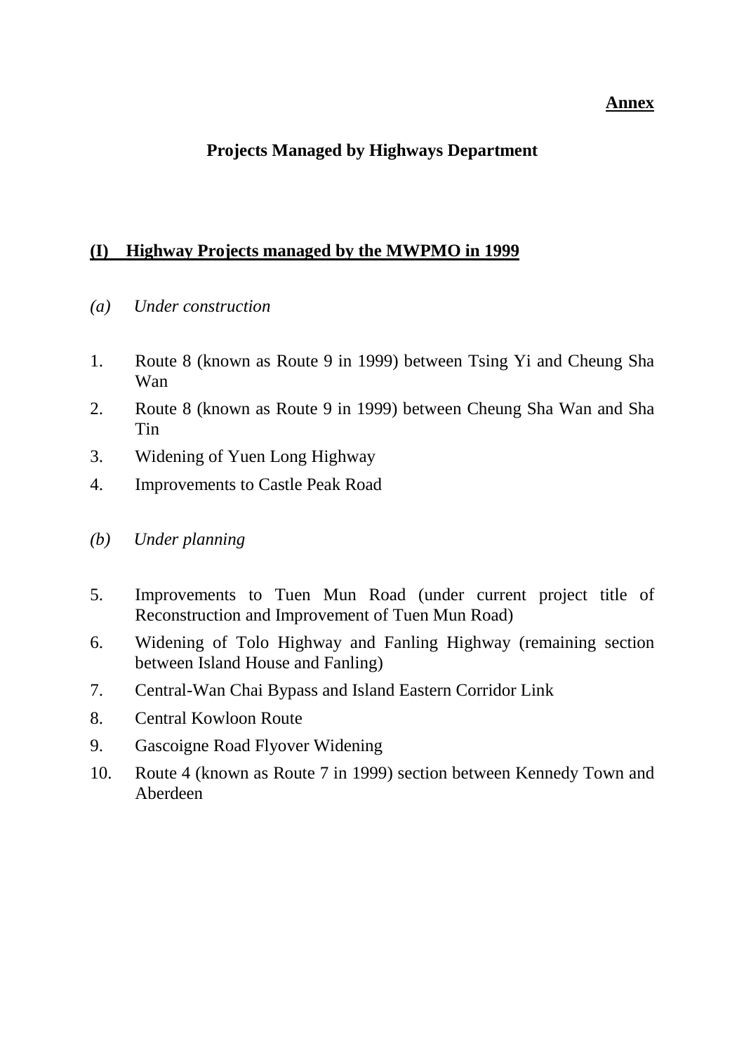**Annex**

## Projects Managed by Highways Department

### (I) Highway Projects managed by the MWPMO in 1999

*(a) Under construction*

1. Route 8 (known as Route 9 in 1999) between Tsing Yi and Cheung Sha Wan
2. Route 8 (known as Route 9 in 1999) between Cheung Sha Wan and Sha Tin
3. Widening of Yuen Long Highway
4. Improvements to Castle Peak Road

*(b) Under planning*

5. Improvements to Tuen Mun Road (under current project title of Reconstruction and Improvement of Tuen Mun Road)
6. Widening of Tolo Highway and Fanling Highway (remaining section between Island House and Fanling)
7. Central-Wan Chai Bypass and Island Eastern Corridor Link
8. Central Kowloon Route
9. Gascoigne Road Flyover Widening
10. Route 4 (known as Route 7 in 1999) section between Kennedy Town and Aberdeen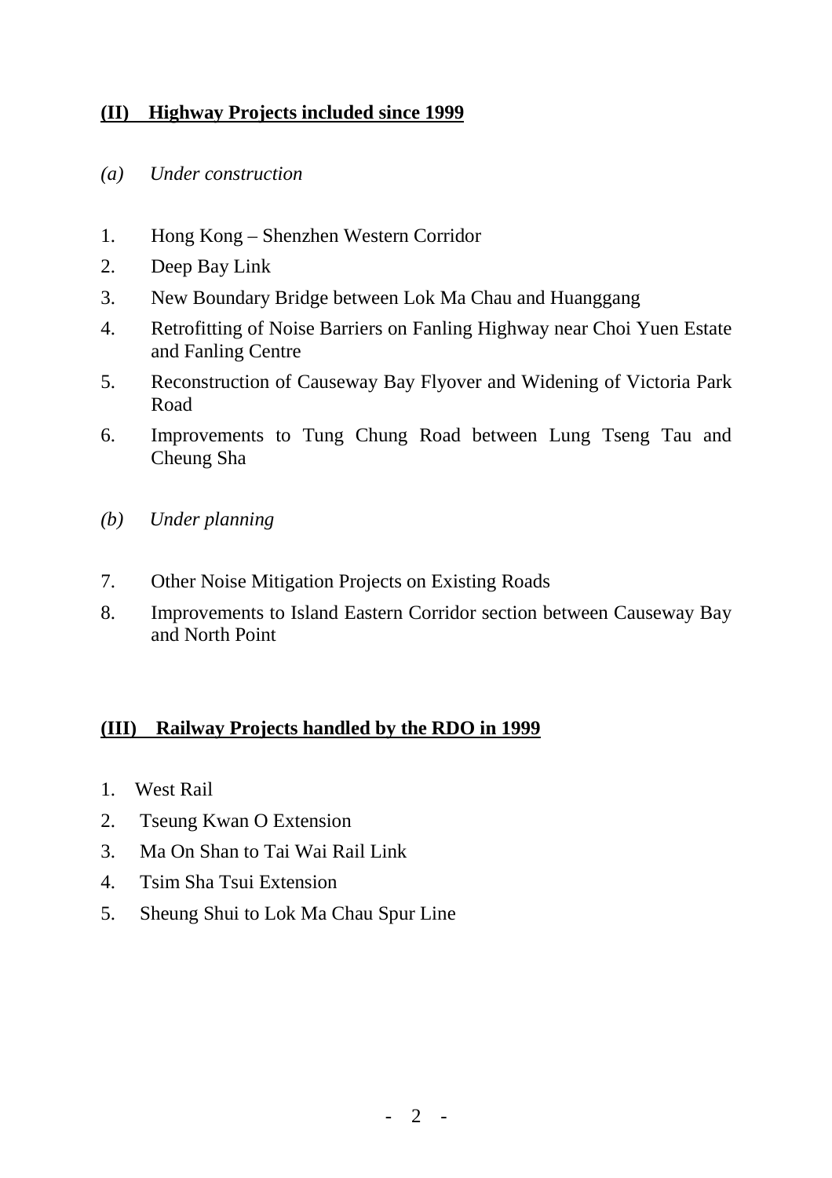## (II) Highway Projects included since 1999

*(a) Under construction*

1. Hong Kong – Shenzhen Western Corridor
2. Deep Bay Link
3. New Boundary Bridge between Lok Ma Chau and Huanggang
4. Retrofitting of Noise Barriers on Fanling Highway near Choi Yuen Estate and Fanling Centre
5. Reconstruction of Causeway Bay Flyover and Widening of Victoria Park Road
6. Improvements to Tung Chung Road between Lung Tseng Tau and Cheung Sha

*(b) Under planning*

7. Other Noise Mitigation Projects on Existing Roads
8. Improvements to Island Eastern Corridor section between Causeway Bay and North Point

## (III) Railway Projects handled by the RDO in 1999

1. West Rail
2. Tseung Kwan O Extension
3. Ma On Shan to Tai Wai Rail Link
4. Tsim Sha Tsui Extension
5. Sheung Shui to Lok Ma Chau Spur Line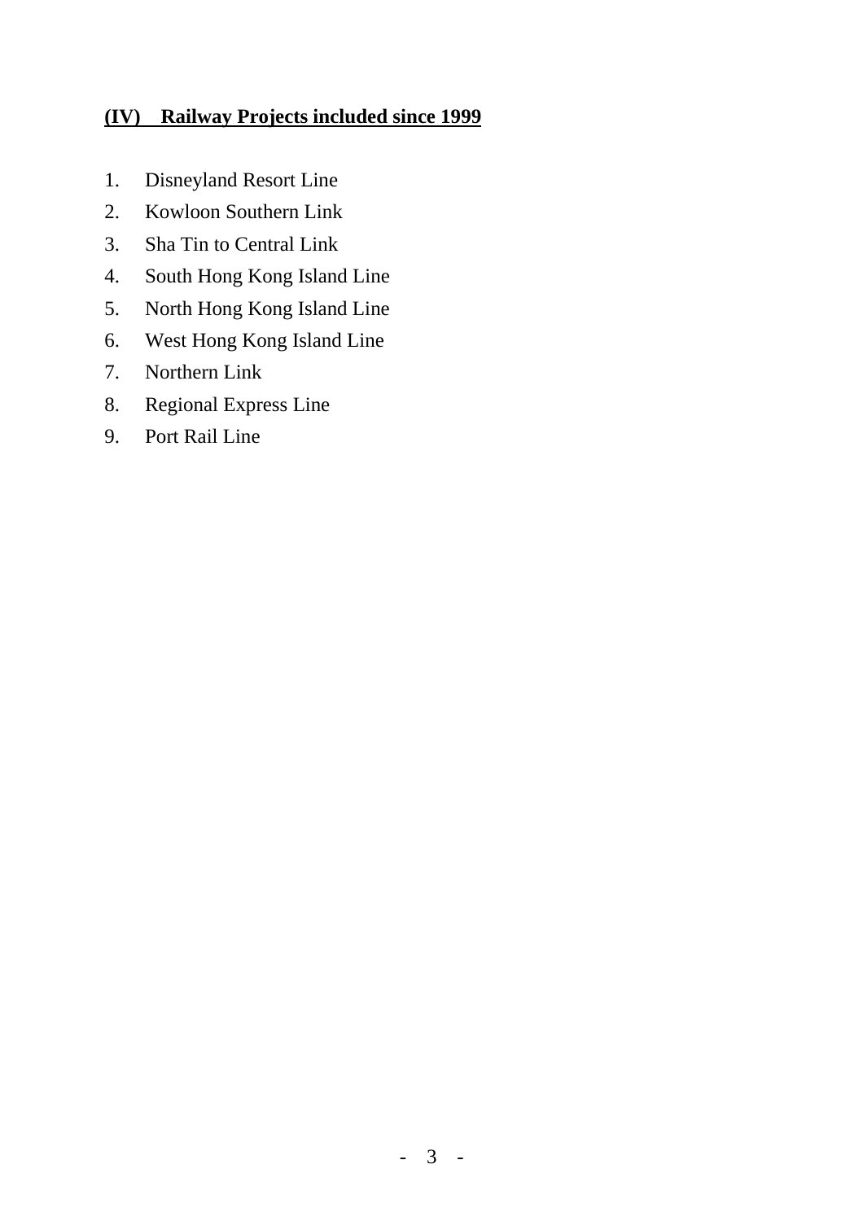## (IV) Railway Projects included since 1999

1. Disneyland Resort Line
2. Kowloon Southern Link
3. Sha Tin to Central Link
4. South Hong Kong Island Line
5. North Hong Kong Island Line
6. West Hong Kong Island Line
7. Northern Link
8. Regional Express Line
9. Port Rail Line